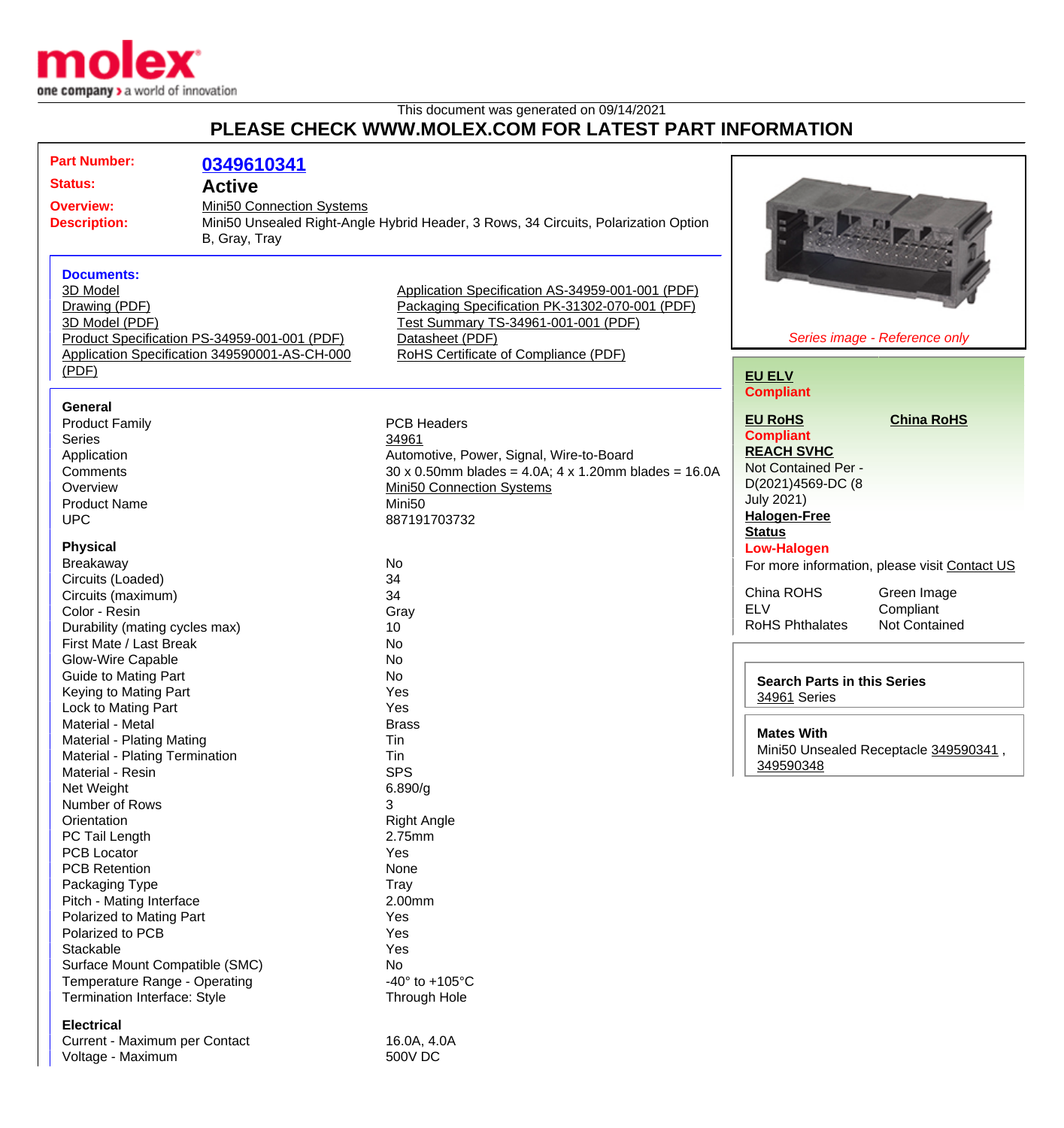This document was generated on 09/14/2021

# PLEASE CHECK WWW.MOLEX.COM FOR LATEST PART INFORMATION

| | |
|---|---|
| **Part Number:** | 0349610341 |
| **Status:** | **Active** |
| **Overview:** | Mini50 Connection Systems |
| **Description:** | Mini50 Unsealed Right-Angle Hybrid Header, 3 Rows, 34 Circuits, Polarization Option B, Gray, Tray |

**Documents:**

- 3D Model
- Drawing (PDF)
- 3D Model (PDF)
- Product Specification PS-34959-001-001 (PDF)
- Application Specification 349590001-AS-CH-000 (PDF)
- Application Specification AS-34959-001-001 (PDF)
- Packaging Specification PK-31302-070-001 (PDF)
- Test Summary TS-34961-001-001 (PDF)
- Datasheet (PDF)
- RoHS Certificate of Compliance (PDF)

*Series image - Reference only*

**EU ELV**
**Compliant**

**EU RoHS** **China RoHS**
**Compliant**

**REACH SVHC**
Not Contained Per - D(2021)4569-DC (8 July 2021)

**Halogen-Free Status**
**Low-Halogen**

For more information, please visit Contact US

| | |
|---|---|
| China ROHS | Green Image |
| ELV | Compliant |
| RoHS Phthalates | Not Contained |

**Search Parts in this Series**
34961 Series

**Mates With**
Mini50 Unsealed Receptacle 349590341 , 349590348

### General

| | |
|---|---|
| Product Family | PCB Headers |
| Series | 34961 |
| Application | Automotive, Power, Signal, Wire-to-Board |
| Comments | 30 x 0.50mm blades = 4.0A; 4 x 1.20mm blades = 16.0A |
| Overview | Mini50 Connection Systems |
| Product Name | Mini50 |
| UPC | 887191703732 |

### Physical

| | |
|---|---|
| Breakaway | No |
| Circuits (Loaded) | 34 |
| Circuits (maximum) | 34 |
| Color - Resin | Gray |
| Durability (mating cycles max) | 10 |
| First Mate / Last Break | No |
| Glow-Wire Capable | No |
| Guide to Mating Part | No |
| Keying to Mating Part | Yes |
| Lock to Mating Part | Yes |
| Material - Metal | Brass |
| Material - Plating Mating | Tin |
| Material - Plating Termination | Tin |
| Material - Resin | SPS |
| Net Weight | 6.890/g |
| Number of Rows | 3 |
| Orientation | Right Angle |
| PC Tail Length | 2.75mm |
| PCB Locator | Yes |
| PCB Retention | None |
| Packaging Type | Tray |
| Pitch - Mating Interface | 2.00mm |
| Polarized to Mating Part | Yes |
| Polarized to PCB | Yes |
| Stackable | Yes |
| Surface Mount Compatible (SMC) | No |
| Temperature Range - Operating | -40° to +105°C |
| Termination Interface: Style | Through Hole |

### Electrical

| | |
|---|---|
| Current - Maximum per Contact | 16.0A, 4.0A |
| Voltage - Maximum | 500V DC |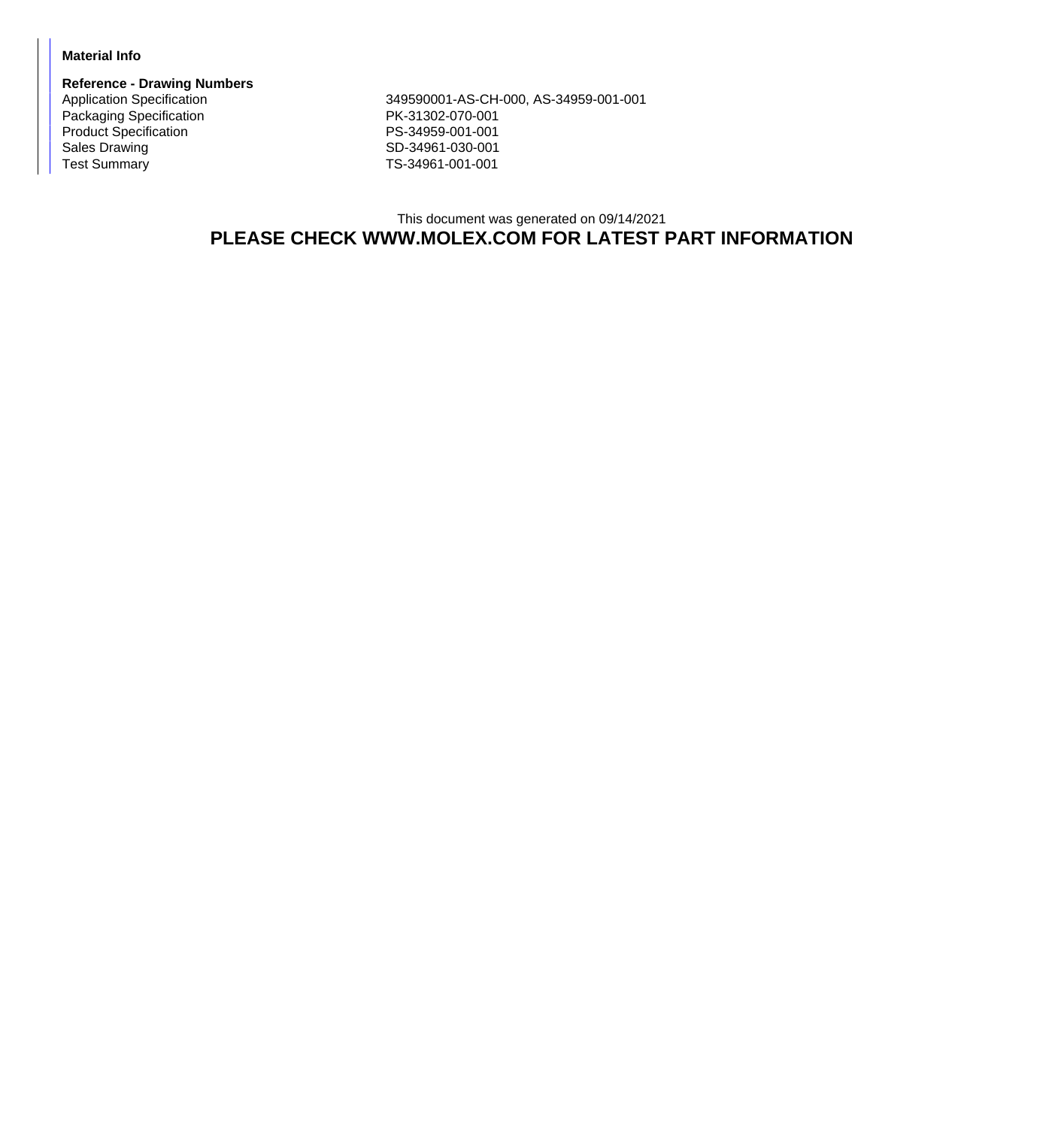**Material Info**

**Reference - Drawing Numbers**

| | |
|---|---|
| Application Specification | 349590001-AS-CH-000, AS-34959-001-001 |
| Packaging Specification | PK-31302-070-001 |
| Product Specification | PS-34959-001-001 |
| Sales Drawing | SD-34961-030-001 |
| Test Summary | TS-34961-001-001 |

This document was generated on 09/14/2021

**PLEASE CHECK WWW.MOLEX.COM FOR LATEST PART INFORMATION**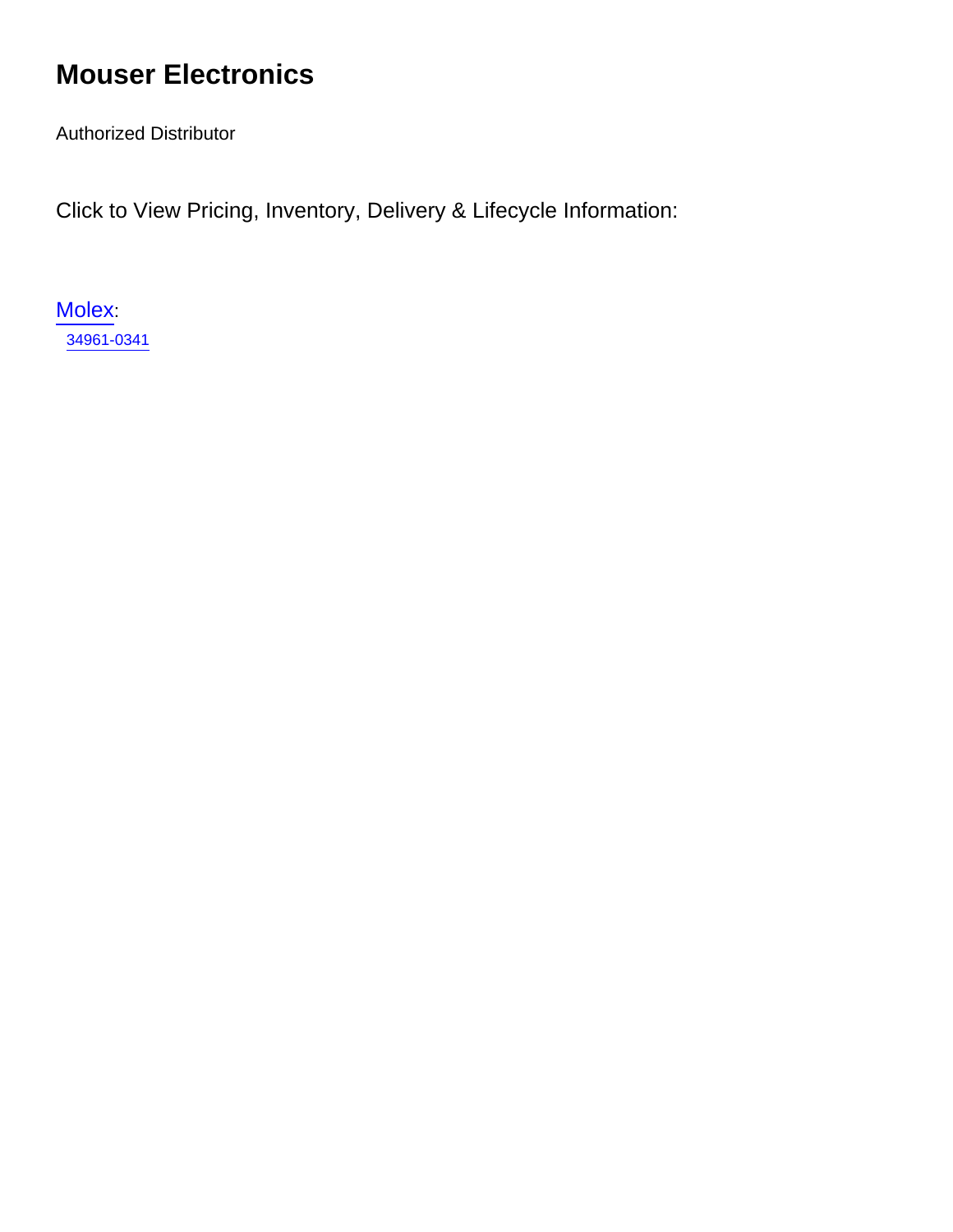# Mouser Electronics

Authorized Distributor

Click to View Pricing, Inventory, Delivery & Lifecycle Information:

Molex:

34961-0341